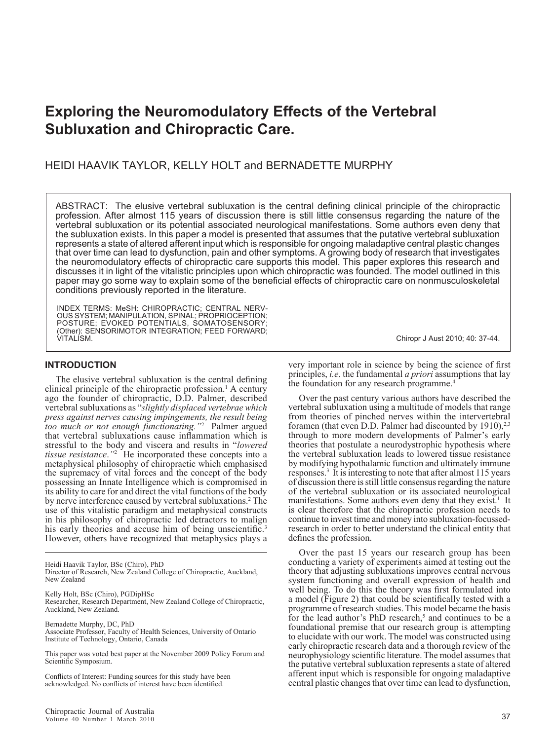# Exploring the Neuromodulatory Effects of the Vertebral Subluxation and Chiropractic Care.

HEIDI HAAVIK TAYLOR, KELLY HOLT and BERNADETTE MURPHY

ABSTRACT: The elusive vertebral subluxation is the central defining clinical principle of the chiropractic profession. After almost 115 years of discussion there is still little consensus regarding the nature of the vertebral subluxation or its potential associated neurological manifestations. Some authors even deny that the subluxation exists. In this paper a model is presented that assumes that the putative vertebral subluxation represents a state of altered afferent input which is responsible for ongoing maladaptive central plastic changes that over time can lead to dysfunction, pain and other symptoms. A growing body of research that investigates the neuromodulatory effects of chiropractic care supports this model. This paper explores this research and discusses it in light of the vitalistic principles upon which chiropractic was founded. The model outlined in this paper may go some way to explain some of the beneficial effects of chiropractic care on nonmusculoskeletal conditions previously reported in the literature.

INDEX TERMS: MeSH: CHIROPRACTIC; CENTRAL NERVOUS SYSTEM; MANIPULATION, SPINAL; PROPRIOCEPTION; POSTURE; EVOKED POTENTIALS, SOMATOSENSORY; (Other): SENSORIMOTOR INTEGRATION; FEED FORWARD; VITALISM.

Chiropr J Aust 2010; 40: 37-44.

## INTRODUCTION

The elusive vertebral subluxation is the central defining clinical principle of the chiropractic profession.[1] A century ago the founder of chiropractic, D.D. Palmer, described vertebral subluxations as "*slightly displaced vertebrae which press against nerves causing impingements, the result being too much or not enough functionating.*"[2] Palmer argued that vertebral subluxations cause inflammation which is stressful to the body and viscera and results in "*lowered tissue resistance*."[2] He incorporated these concepts into a metaphysical philosophy of chiropractic which emphasised the supremacy of vital forces and the concept of the body possessing an Innate Intelligence which is compromised in its ability to care for and direct the vital functions of the body by nerve interference caused by vertebral subluxations.[2] The use of this vitalistic paradigm and metaphysical constructs in his philosophy of chiropractic led detractors to malign his early theories and accuse him of being unscientific.[3] However, others have recognized that metaphysics plays a very important role in science by being the science of first principles, *i.e*. the fundamental *a priori* assumptions that lay the foundation for any research programme.[4]

Over the past century various authors have described the vertebral subluxation using a multitude of models that range from theories of pinched nerves within the intervertebral foramen (that even D.D. Palmer had discounted by 1910),[2,3] through to more modern developments of Palmer's early theories that postulate a neurodystrophic hypothesis where the vertebral subluxation leads to lowered tissue resistance by modifying hypothalamic function and ultimately immune responses.[3] It is interesting to note that after almost 115 years of discussion there is still little consensus regarding the nature of the vertebral subluxation or its associated neurological manifestations. Some authors even deny that they exist.[1] It is clear therefore that the chiropractic profession needs to continue to invest time and money into subluxation-focussed-research in order to better understand the clinical entity that defines the profession.

Over the past 15 years our research group has been conducting a variety of experiments aimed at testing out the theory that adjusting subluxations improves central nervous system functioning and overall expression of health and well being. To do this the theory was first formulated into a model (Figure 2) that could be scientifically tested with a programme of research studies. This model became the basis for the lead author's PhD research,[5] and continues to be a foundational premise that our research group is attempting to elucidate with our work. The model was constructed using early chiropractic research data and a thorough review of the neurophysiology scientific literature. The model assumes that the putative vertebral subluxation represents a state of altered afferent input which is responsible for ongoing maladaptive central plastic changes that over time can lead to dysfunction,

---

Heidi Haavik Taylor, BSc (Chiro), PhD
Director of Research, New Zealand College of Chiropractic, Auckland, New Zealand

Kelly Holt, BSc (Chiro), PGDipHSc
Researcher, Research Department, New Zealand College of Chiropractic, Auckland, New Zealand.

Bernadette Murphy, DC, PhD
Associate Professor, Faculty of Health Sciences, University of Ontario Institute of Technology, Ontario, Canada

This paper was voted best paper at the November 2009 Policy Forum and Scientific Symposium.

Conflicts of Interest: Funding sources for this study have been acknowledged. No conflicts of interest have been identified.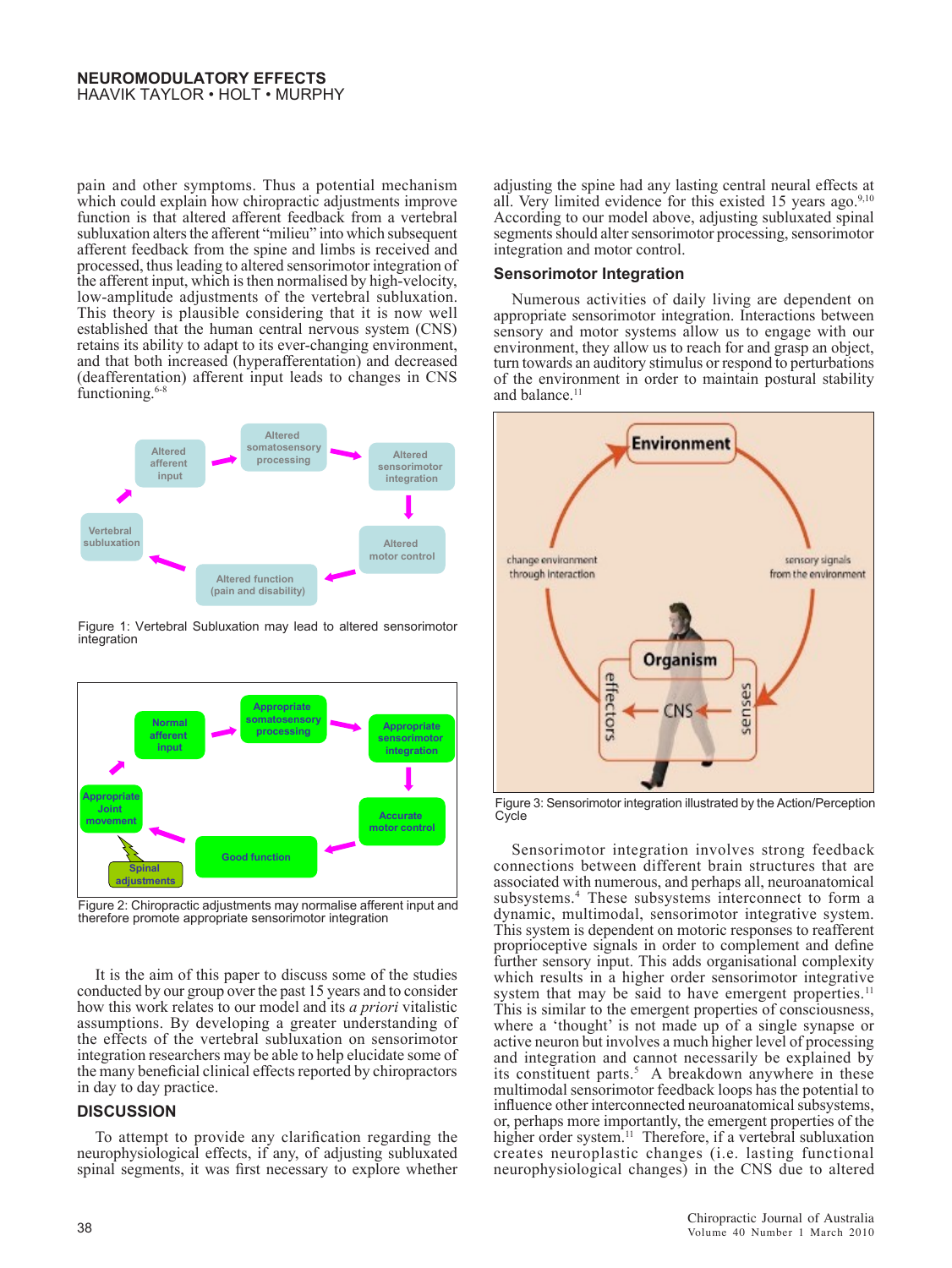pain and other symptoms. Thus a potential mechanism which could explain how chiropractic adjustments improve function is that altered afferent feedback from a vertebral subluxation alters the afferent "milieu" into which subsequent afferent feedback from the spine and limbs is received and processed, thus leading to altered sensorimotor integration of the afferent input, which is then normalised by high-velocity, low-amplitude adjustments of the vertebral subluxation. This theory is plausible considering that it is now well established that the human central nervous system (CNS) retains its ability to adapt to its ever-changing environment, and that both increased (hyperafferentation) and decreased (deafferentation) afferent input leads to changes in CNS functioning.[6-8]

Figure 1: Vertebral Subluxation may lead to altered sensorimotor integration

Figure 2: Chiropractic adjustments may normalise afferent input and therefore promote appropriate sensorimotor integration

It is the aim of this paper to discuss some of the studies conducted by our group over the past 15 years and to consider how this work relates to our model and its *a priori* vitalistic assumptions. By developing a greater understanding of the effects of the vertebral subluxation on sensorimotor integration researchers may be able to help elucidate some of the many beneficial clinical effects reported by chiropractors in day to day practice.

## DISCUSSION

To attempt to provide any clarification regarding the neurophysiological effects, if any, of adjusting subluxated spinal segments, it was first necessary to explore whether adjusting the spine had any lasting central neural effects at all. Very limited evidence for this existed 15 years ago.[9,10] According to our model above, adjusting subluxated spinal segments should alter sensorimotor processing, sensorimotor integration and motor control.

### Sensorimotor Integration

Numerous activities of daily living are dependent on appropriate sensorimotor integration. Interactions between sensory and motor systems allow us to engage with our environment, they allow us to reach for and grasp an object, turn towards an auditory stimulus or respond to perturbations of the environment in order to maintain postural stability and balance.[11]

Figure 3: Sensorimotor integration illustrated by the Action/Perception Cycle

Sensorimotor integration involves strong feedback connections between different brain structures that are associated with numerous, and perhaps all, neuroanatomical subsystems.[4] These subsystems interconnect to form a dynamic, multimodal, sensorimotor integrative system. This system is dependent on motoric responses to reafferent proprioceptive signals in order to complement and define further sensory input. This adds organisational complexity which results in a higher order sensorimotor integrative system that may be said to have emergent properties.[11] This is similar to the emergent properties of consciousness, where a 'thought' is not made up of a single synapse or active neuron but involves a much higher level of processing and integration and cannot necessarily be explained by its constituent parts.[5] A breakdown anywhere in these multimodal sensorimotor feedback loops has the potential to influence other interconnected neuroanatomical subsystems, or, perhaps more importantly, the emergent properties of the higher order system.[11] Therefore, if a vertebral subluxation creates neuroplastic changes (i.e. lasting functional neurophysiological changes) in the CNS due to altered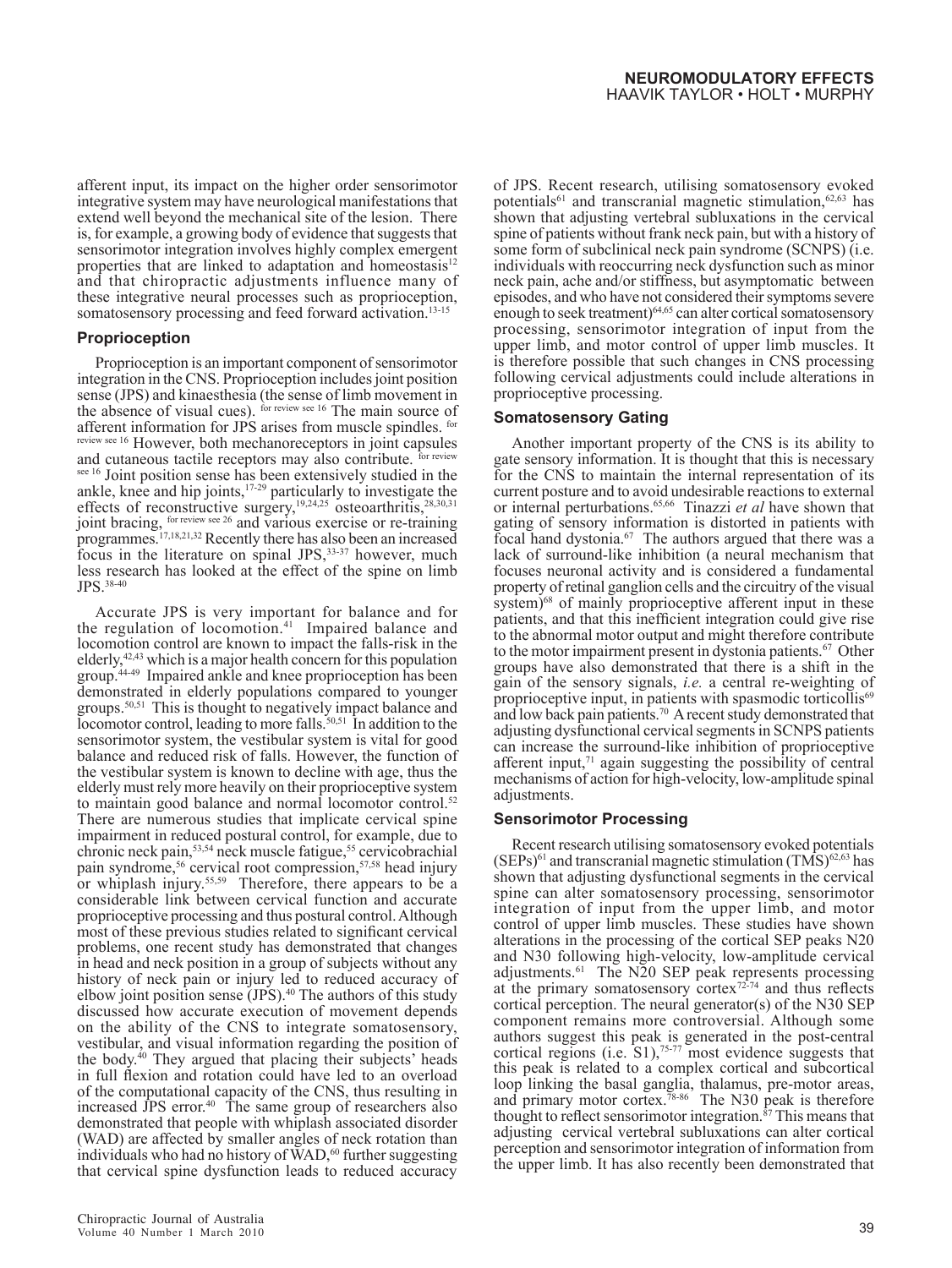afferent input, its impact on the higher order sensorimotor integrative system may have neurological manifestations that extend well beyond the mechanical site of the lesion. There is, for example, a growing body of evidence that suggests that sensorimotor integration involves highly complex emergent properties that are linked to adaptation and homeostasis[12] and that chiropractic adjustments influence many of these integrative neural processes such as proprioception, somatosensory processing and feed forward activation.[13-15]

### Proprioception

Proprioception is an important component of sensorimotor integration in the CNS. Proprioception includes joint position sense (JPS) and kinaesthesia (the sense of limb movement in the absence of visual cues). [for review see 16] The main source of afferent information for JPS arises from muscle spindles. [for review see 16] However, both mechanoreceptors in joint capsules and cutaneous tactile receptors may also contribute. [for review see 16] Joint position sense has been extensively studied in the ankle, knee and hip joints,[17-29] particularly to investigate the effects of reconstructive surgery,[19,24,25] osteoarthritis,[28,30,31] joint bracing, [for review see 26] and various exercise or re-training programmes.[17,18,21,32] Recently there has also been an increased focus in the literature on spinal JPS,[33-37] however, much less research has looked at the effect of the spine on limb JPS.[38-40]

Accurate JPS is very important for balance and for the regulation of locomotion.[41] Impaired balance and locomotion control are known to impact the falls-risk in the elderly,[42,43] which is a major health concern for this population group.[44-49] Impaired ankle and knee proprioception has been demonstrated in elderly populations compared to younger groups.[50,51] This is thought to negatively impact balance and locomotor control, leading to more falls.[50,51] In addition to the sensorimotor system, the vestibular system is vital for good balance and reduced risk of falls. However, the function of the vestibular system is known to decline with age, thus the elderly must rely more heavily on their proprioceptive system to maintain good balance and normal locomotor control.[52] There are numerous studies that implicate cervical spine impairment in reduced postural control, for example, due to chronic neck pain,[53,54] neck muscle fatigue,[55] cervicobrachial pain syndrome,[56] cervical root compression,[57,58] head injury or whiplash injury.[55,59] Therefore, there appears to be a considerable link between cervical function and accurate proprioceptive processing and thus postural control. Although most of these previous studies related to significant cervical problems, one recent study has demonstrated that changes in head and neck position in a group of subjects without any history of neck pain or injury led to reduced accuracy of elbow joint position sense (JPS).[40] The authors of this study discussed how accurate execution of movement depends on the ability of the CNS to integrate somatosensory, vestibular, and visual information regarding the position of the body.[40] They argued that placing their subjects' heads in full flexion and rotation could have led to an overload of the computational capacity of the CNS, thus resulting in increased JPS error.[40] The same group of researchers also demonstrated that people with whiplash associated disorder (WAD) are affected by smaller angles of neck rotation than individuals who had no history of WAD,[60] further suggesting that cervical spine dysfunction leads to reduced accuracy of JPS. Recent research, utilising somatosensory evoked potentials[61] and transcranial magnetic stimulation,[62,63] has shown that adjusting vertebral subluxations in the cervical spine of patients without frank neck pain, but with a history of some form of subclinical neck pain syndrome (SCNPS) (i.e. individuals with reoccurring neck dysfunction such as minor neck pain, ache and/or stiffness, but asymptomatic between episodes, and who have not considered their symptoms severe enough to seek treatment)[64,65] can alter cortical somatosensory processing, sensorimotor integration of input from the upper limb, and motor control of upper limb muscles. It is therefore possible that such changes in CNS processing following cervical adjustments could include alterations in proprioceptive processing.

### Somatosensory Gating

Another important property of the CNS is its ability to gate sensory information. It is thought that this is necessary for the CNS to maintain the internal representation of its current posture and to avoid undesirable reactions to external or internal perturbations.[65,66] Tinazzi *et al* have shown that gating of sensory information is distorted in patients with focal hand dystonia.[67] The authors argued that there was a lack of surround-like inhibition (a neural mechanism that focuses neuronal activity and is considered a fundamental property of retinal ganglion cells and the circuitry of the visual system)[68] of mainly proprioceptive afferent input in these patients, and that this inefficient integration could give rise to the abnormal motor output and might therefore contribute to the motor impairment present in dystonia patients.[67] Other groups have also demonstrated that there is a shift in the gain of the sensory signals, *i.e.* a central re-weighting of proprioceptive input, in patients with spasmodic torticollis[69] and low back pain patients.[70] A recent study demonstrated that adjusting dysfunctional cervical segments in SCNPS patients can increase the surround-like inhibition of proprioceptive afferent input,[71] again suggesting the possibility of central mechanisms of action for high-velocity, low-amplitude spinal adjustments.

### Sensorimotor Processing

Recent research utilising somatosensory evoked potentials (SEPs)[61] and transcranial magnetic stimulation (TMS)[62,63] has shown that adjusting dysfunctional segments in the cervical spine can alter somatosensory processing, sensorimotor integration of input from the upper limb, and motor control of upper limb muscles. These studies have shown alterations in the processing of the cortical SEP peaks N20 and N30 following high-velocity, low-amplitude cervical adjustments.[61] The N20 SEP peak represents processing at the primary somatosensory cortex[72-74] and thus reflects cortical perception. The neural generator(s) of the N30 SEP component remains more controversial. Although some authors suggest this peak is generated in the post-central cortical regions (i.e. S1),[75-77] most evidence suggests that this peak is related to a complex cortical and subcortical loop linking the basal ganglia, thalamus, pre-motor areas, and primary motor cortex.[78-86] The N30 peak is therefore thought to reflect sensorimotor integration.[87] This means that adjusting cervical vertebral subluxations can alter cortical perception and sensorimotor integration of information from the upper limb. It has also recently been demonstrated that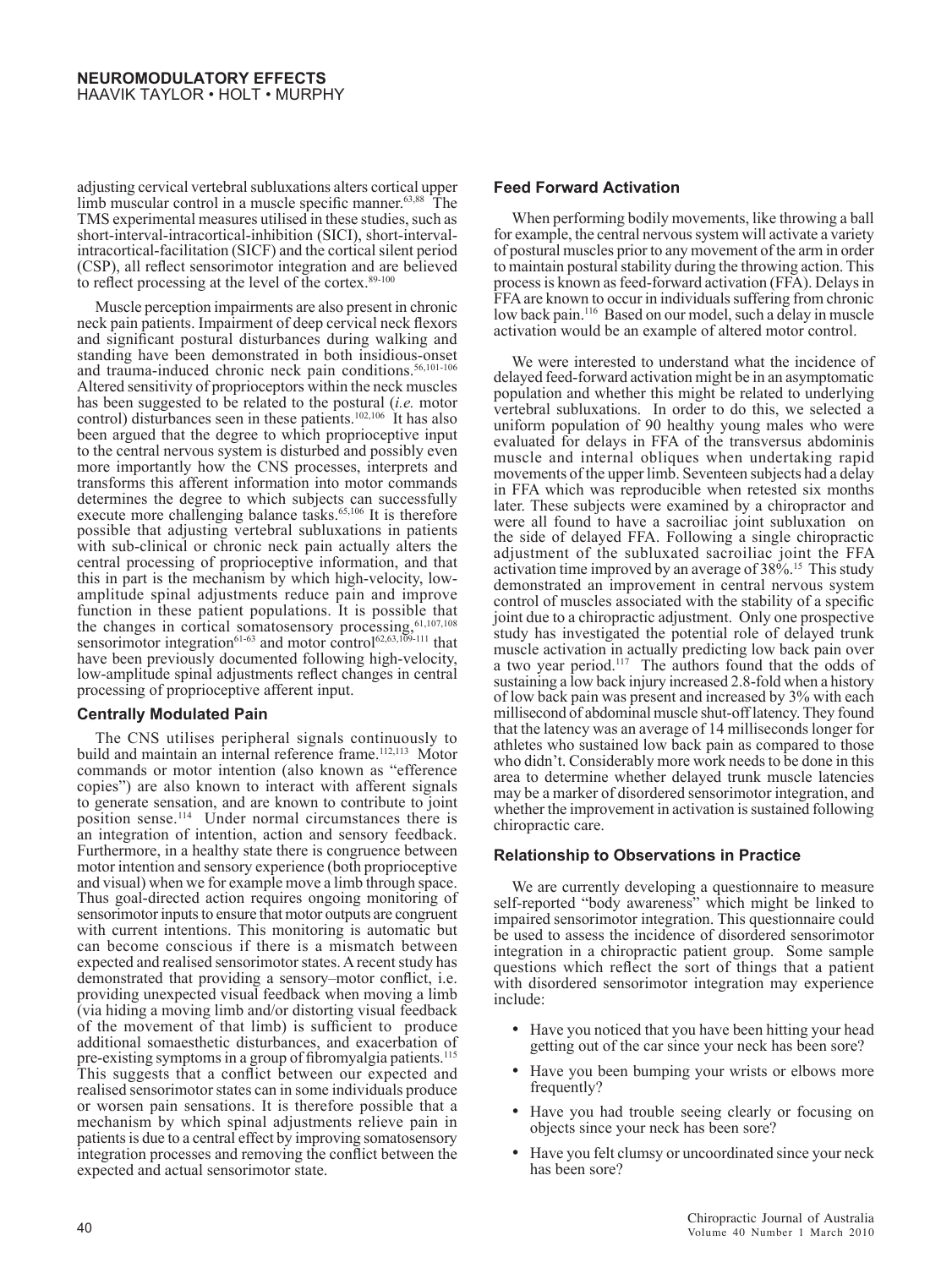adjusting cervical vertebral subluxations alters cortical upper limb muscular control in a muscle specific manner.[63,88] The TMS experimental measures utilised in these studies, such as short-interval-intracortical-inhibition (SICI), short-interval-intracortical-facilitation (SICF) and the cortical silent period (CSP), all reflect sensorimotor integration and are believed to reflect processing at the level of the cortex.[89-100]

Muscle perception impairments are also present in chronic neck pain patients. Impairment of deep cervical neck flexors and significant postural disturbances during walking and standing have been demonstrated in both insidious-onset and trauma-induced chronic neck pain conditions.[56,101-106] Altered sensitivity of proprioceptors within the neck muscles has been suggested to be related to the postural (*i.e.* motor control) disturbances seen in these patients.[102,106] It has also been argued that the degree to which proprioceptive input to the central nervous system is disturbed and possibly even more importantly how the CNS processes, interprets and transforms this afferent information into motor commands determines the degree to which subjects can successfully execute more challenging balance tasks.[65,106] It is therefore possible that adjusting vertebral subluxations in patients with sub-clinical or chronic neck pain actually alters the central processing of proprioceptive information, and that this in part is the mechanism by which high-velocity, low-amplitude spinal adjustments reduce pain and improve function in these patient populations. It is possible that the changes in cortical somatosensory processing,[61,107,108] sensorimotor integration[61-63] and motor control[62,63,109-111] that have been previously documented following high-velocity, low-amplitude spinal adjustments reflect changes in central processing of proprioceptive afferent input.

### Centrally Modulated Pain

The CNS utilises peripheral signals continuously to build and maintain an internal reference frame.[112,113] Motor commands or motor intention (also known as "efference copies") are also known to interact with afferent signals to generate sensation, and are known to contribute to joint position sense.[114] Under normal circumstances there is an integration of intention, action and sensory feedback. Furthermore, in a healthy state there is congruence between motor intention and sensory experience (both proprioceptive and visual) when we for example move a limb through space. Thus goal-directed action requires ongoing monitoring of sensorimotor inputs to ensure that motor outputs are congruent with current intentions. This monitoring is automatic but can become conscious if there is a mismatch between expected and realised sensorimotor states. A recent study has demonstrated that providing a sensory–motor conflict, i.e. providing unexpected visual feedback when moving a limb (via hiding a moving limb and/or distorting visual feedback of the movement of that limb) is sufficient to produce additional somaesthetic disturbances, and exacerbation of pre-existing symptoms in a group of fibromyalgia patients.[115] This suggests that a conflict between our expected and realised sensorimotor states can in some individuals produce or worsen pain sensations. It is therefore possible that a mechanism by which spinal adjustments relieve pain in patients is due to a central effect by improving somatosensory integration processes and removing the conflict between the expected and actual sensorimotor state.

### Feed Forward Activation

When performing bodily movements, like throwing a ball for example, the central nervous system will activate a variety of postural muscles prior to any movement of the arm in order to maintain postural stability during the throwing action. This process is known as feed-forward activation (FFA). Delays in FFA are known to occur in individuals suffering from chronic low back pain.[116] Based on our model, such a delay in muscle activation would be an example of altered motor control.

We were interested to understand what the incidence of delayed feed-forward activation might be in an asymptomatic population and whether this might be related to underlying vertebral subluxations. In order to do this, we selected a uniform population of 90 healthy young males who were evaluated for delays in FFA of the transversus abdominis muscle and internal obliques when undertaking rapid movements of the upper limb. Seventeen subjects had a delay in FFA which was reproducible when retested six months later. These subjects were examined by a chiropractor and were all found to have a sacroiliac joint subluxation on the side of delayed FFA. Following a single chiropractic adjustment of the subluxated sacroiliac joint the FFA activation time improved by an average of 38%.[15] This study demonstrated an improvement in central nervous system control of muscles associated with the stability of a specific joint due to a chiropractic adjustment. Only one prospective study has investigated the potential role of delayed trunk muscle activation in actually predicting low back pain over a two year period.[117] The authors found that the odds of sustaining a low back injury increased 2.8-fold when a history of low back pain was present and increased by 3% with each millisecond of abdominal muscle shut-off latency. They found that the latency was an average of 14 milliseconds longer for athletes who sustained low back pain as compared to those who didn't. Considerably more work needs to be done in this area to determine whether delayed trunk muscle latencies may be a marker of disordered sensorimotor integration, and whether the improvement in activation is sustained following chiropractic care.

### Relationship to Observations in Practice

We are currently developing a questionnaire to measure self-reported "body awareness" which might be linked to impaired sensorimotor integration. This questionnaire could be used to assess the incidence of disordered sensorimotor integration in a chiropractic patient group. Some sample questions which reflect the sort of things that a patient with disordered sensorimotor integration may experience include:

- Have you noticed that you have been hitting your head getting out of the car since your neck has been sore?
- Have you been bumping your wrists or elbows more frequently?
- Have you had trouble seeing clearly or focusing on objects since your neck has been sore?
- Have you felt clumsy or uncoordinated since your neck has been sore?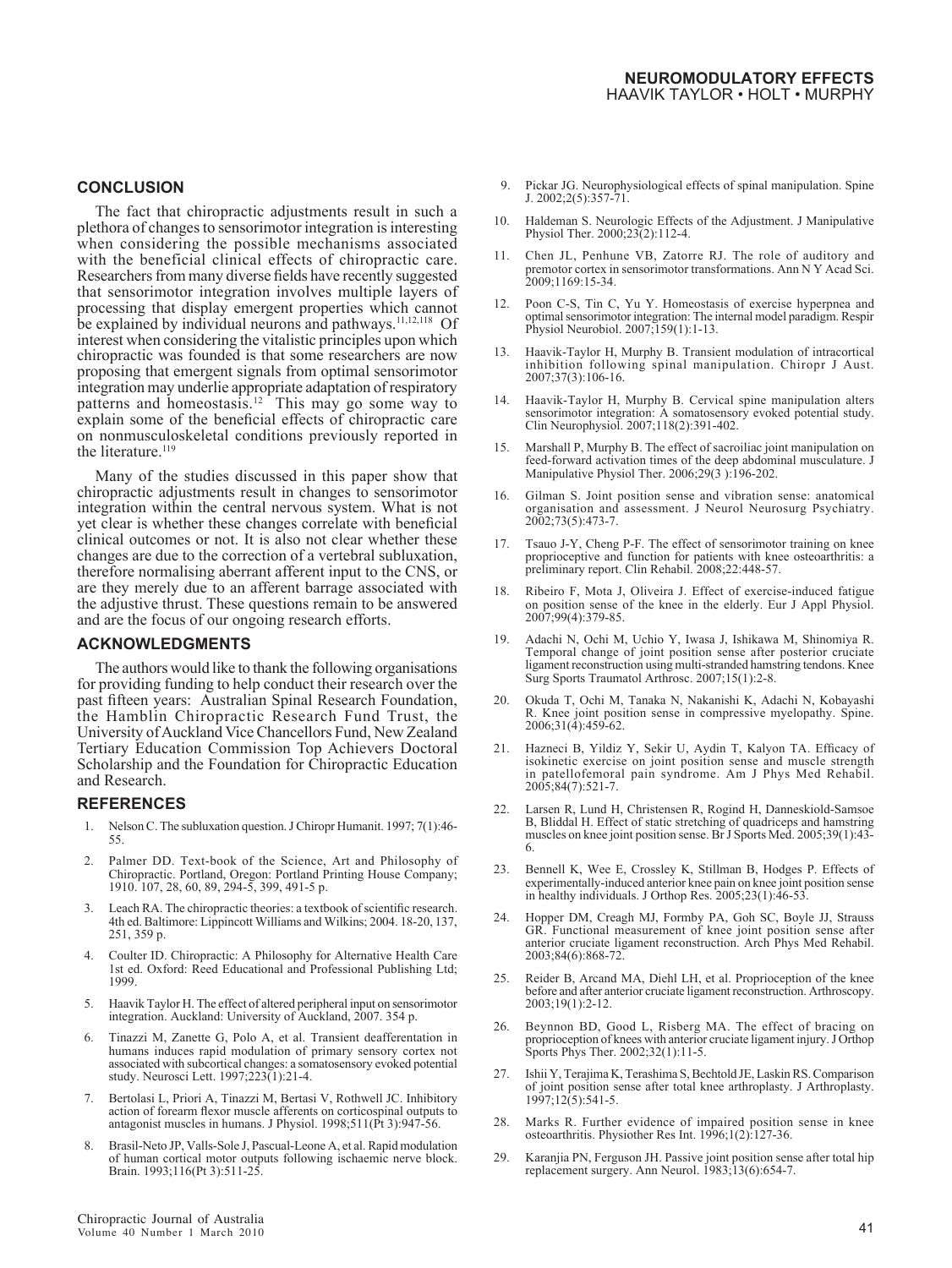## CONCLUSION

The fact that chiropractic adjustments result in such a plethora of changes to sensorimotor integration is interesting when considering the possible mechanisms associated with the beneficial clinical effects of chiropractic care. Researchers from many diverse fields have recently suggested that sensorimotor integration involves multiple layers of processing that display emergent properties which cannot be explained by individual neurons and pathways.[11,12,118] Of interest when considering the vitalistic principles upon which chiropractic was founded is that some researchers are now proposing that emergent signals from optimal sensorimotor integration may underlie appropriate adaptation of respiratory patterns and homeostasis.[12] This may go some way to explain some of the beneficial effects of chiropractic care on nonmusculoskeletal conditions previously reported in the literature.[119]

Many of the studies discussed in this paper show that chiropractic adjustments result in changes to sensorimotor integration within the central nervous system. What is not yet clear is whether these changes correlate with beneficial clinical outcomes or not. It is also not clear whether these changes are due to the correction of a vertebral subluxation, therefore normalising aberrant afferent input to the CNS, or are they merely due to an afferent barrage associated with the adjustive thrust. These questions remain to be answered and are the focus of our ongoing research efforts.

## ACKNOWLEDGMENTS

The authors would like to thank the following organisations for providing funding to help conduct their research over the past fifteen years: Australian Spinal Research Foundation, the Hamblin Chiropractic Research Fund Trust, the University of Auckland Vice Chancellors Fund, New Zealand Tertiary Education Commission Top Achievers Doctoral Scholarship and the Foundation for Chiropractic Education and Research.

## REFERENCES

1. Nelson C. The subluxation question. J Chiropr Humanit. 1997; 7(1):46-55.
2. Palmer DD. Text-book of the Science, Art and Philosophy of Chiropractic. Portland, Oregon: Portland Printing House Company; 1910. 107, 28, 60, 89, 294-5, 399, 491-5 p.
3. Leach RA. The chiropractic theories: a textbook of scientific research. 4th ed. Baltimore: Lippincott Williams and Wilkins; 2004. 18-20, 137, 251, 359 p.
4. Coulter ID. Chiropractic: A Philosophy for Alternative Health Care 1st ed. Oxford: Reed Educational and Professional Publishing Ltd; 1999.
5. Haavik Taylor H. The effect of altered peripheral input on sensorimotor integration. Auckland: University of Auckland, 2007. 354 p.
6. Tinazzi M, Zanette G, Polo A, et al. Transient deafferentation in humans induces rapid modulation of primary sensory cortex not associated with subcortical changes: a somatosensory evoked potential study. Neurosci Lett. 1997;223(1):21-4.
7. Bertolasi L, Priori A, Tinazzi M, Bertasi V, Rothwell JC. Inhibitory action of forearm flexor muscle afferents on corticospinal outputs to antagonist muscles in humans. J Physiol. 1998;511(Pt 3):947-56.
8. Brasil-Neto JP, Valls-Sole J, Pascual-Leone A, et al. Rapid modulation of human cortical motor outputs following ischaemic nerve block. Brain. 1993;116(Pt 3):511-25.
9. Pickar JG. Neurophysiological effects of spinal manipulation. Spine J. 2002;2(5):357-71.
10. Haldeman S. Neurologic Effects of the Adjustment. J Manipulative Physiol Ther. 2000;23(2):112-4.
11. Chen JL, Penhune VB, Zatorre RJ. The role of auditory and premotor cortex in sensorimotor transformations. Ann N Y Acad Sci. 2009;1169:15-34.
12. Poon C-S, Tin C, Yu Y. Homeostasis of exercise hyperpnea and optimal sensorimotor integration: The internal model paradigm. Respir Physiol Neurobiol. 2007;159(1):1-13.
13. Haavik-Taylor H, Murphy B. Transient modulation of intracortical inhibition following spinal manipulation. Chiropr J Aust. 2007;37(3):106-16.
14. Haavik-Taylor H, Murphy B. Cervical spine manipulation alters sensorimotor integration: A somatosensory evoked potential study. Clin Neurophysiol. 2007;118(2):391-402.
15. Marshall P, Murphy B. The effect of sacroiliac joint manipulation on feed-forward activation times of the deep abdominal musculature. J Manipulative Physiol Ther. 2006;29(3 ):196-202.
16. Gilman S. Joint position sense and vibration sense: anatomical organisation and assessment. J Neurol Neurosurg Psychiatry. 2002;73(5):473-7.
17. Tsauo J-Y, Cheng P-F. The effect of sensorimotor training on knee proprioceptive and function for patients with knee osteoarthritis: a preliminary report. Clin Rehabil. 2008;22:448-57.
18. Ribeiro F, Mota J, Oliveira J. Effect of exercise-induced fatigue on position sense of the knee in the elderly. Eur J Appl Physiol. 2007;99(4):379-85.
19. Adachi N, Ochi M, Uchio Y, Iwasa J, Ishikawa M, Shinomiya R. Temporal change of joint position sense after posterior cruciate ligament reconstruction using multi-stranded hamstring tendons. Knee Surg Sports Traumatol Arthrosc. 2007;15(1):2-8.
20. Okuda T, Ochi M, Tanaka N, Nakanishi K, Adachi N, Kobayashi R. Knee joint position sense in compressive myelopathy. Spine. 2006;31(4):459-62.
21. Hazneci B, Yildiz Y, Sekir U, Aydin T, Kalyon TA. Efficacy of isokinetic exercise on joint position sense and muscle strength in patellofemoral pain syndrome. Am J Phys Med Rehabil. 2005;84(7):521-7.
22. Larsen R, Lund H, Christensen R, Rogind H, Danneskiold-Samsoe B, Bliddal H. Effect of static stretching of quadriceps and hamstring muscles on knee joint position sense. Br J Sports Med. 2005;39(1):43-6.
23. Bennell K, Wee E, Crossley K, Stillman B, Hodges P. Effects of experimentally-induced anterior knee pain on knee joint position sense in healthy individuals. J Orthop Res. 2005;23(1):46-53.
24. Hopper DM, Creagh MJ, Formby PA, Goh SC, Boyle JJ, Strauss GR. Functional measurement of knee joint position sense after anterior cruciate ligament reconstruction. Arch Phys Med Rehabil. 2003;84(6):868-72.
25. Reider B, Arcand MA, Diehl LH, et al. Proprioception of the knee before and after anterior cruciate ligament reconstruction. Arthroscopy. 2003;19(1):2-12.
26. Beynnon BD, Good L, Risberg MA. The effect of bracing on proprioception of knees with anterior cruciate ligament injury. J Orthop Sports Phys Ther. 2002;32(1):11-5.
27. Ishii Y, Terajima K, Terashima S, Bechtold JE, Laskin RS. Comparison of joint position sense after total knee arthroplasty. J Arthroplasty. 1997;12(5):541-5.
28. Marks R. Further evidence of impaired position sense in knee osteoarthritis. Physiother Res Int. 1996;1(2):127-36.
29. Karanjia PN, Ferguson JH. Passive joint position sense after total hip replacement surgery. Ann Neurol. 1983;13(6):654-7.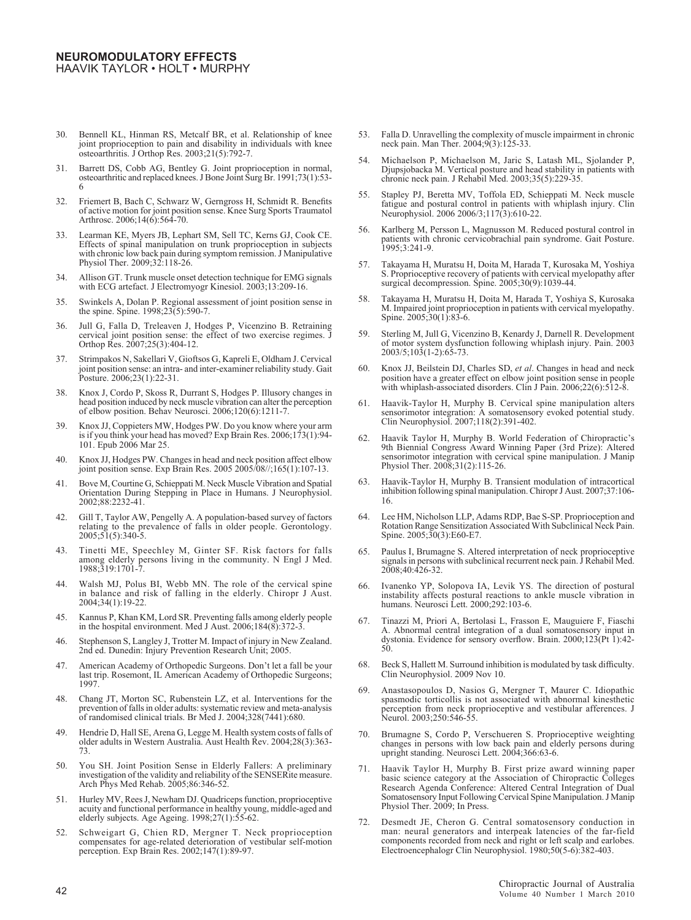30. Bennell KL, Hinman RS, Metcalf BR, et al. Relationship of knee joint proprioception to pain and disability in individuals with knee osteoarthritis. J Orthop Res. 2003;21(5):792-7.
31. Barrett DS, Cobb AG, Bentley G. Joint proprioception in normal, osteoarthritic and replaced knees. J Bone Joint Surg Br. 1991;73(1):53-6
32. Friemert B, Bach C, Schwarz W, Gerngross H, Schmidt R. Benefits of active motion for joint position sense. Knee Surg Sports Traumatol Arthrosc. 2006;14(6):564-70.
33. Learman KE, Myers JB, Lephart SM, Sell TC, Kerns GJ, Cook CE. Effects of spinal manipulation on trunk proprioception in subjects with chronic low back pain during symptom remission. J Manipulative Physiol Ther. 2009;32:118-26.
34. Allison GT. Trunk muscle onset detection technique for EMG signals with ECG artefact. J Electromyogr Kinesiol. 2003;13:209-16.
35. Swinkels A, Dolan P. Regional assessment of joint position sense in the spine. Spine. 1998;23(5):590-7.
36. Jull G, Falla D, Treleaven J, Hodges P, Vicenzino B. Retraining cervical joint position sense: the effect of two exercise regimes. J Orthop Res. 2007;25(3):404-12.
37. Strimpakos N, Sakellari V, Gioftsos G, Kapreli E, Oldham J. Cervical joint position sense: an intra- and inter-examiner reliability study. Gait Posture. 2006;23(1):22-31.
38. Knox J, Cordo P, Skoss R, Durrant S, Hodges P. Illusory changes in head position induced by neck muscle vibration can alter the perception of elbow position. Behav Neurosci. 2006;120(6):1211-7.
39. Knox JJ, Coppieters MW, Hodges PW. Do you know where your arm is if you think your head has moved? Exp Brain Res. 2006;173(1):94-101. Epub 2006 Mar 25.
40. Knox JJ, Hodges PW. Changes in head and neck position affect elbow joint position sense. Exp Brain Res. 2005 2005/08//;165(1):107-13.
41. Bove M, Courtine G, Schieppati M. Neck Muscle Vibration and Spatial Orientation During Stepping in Place in Humans. J Neurophysiol. 2002;88:2232-41.
42. Gill T, Taylor AW, Pengelly A. A population-based survey of factors relating to the prevalence of falls in older people. Gerontology. 2005;51(5):340-5.
43. Tinetti ME, Speechley M, Ginter SF. Risk factors for falls among elderly persons living in the community. N Engl J Med. 1988;319:1701-7.
44. Walsh MJ, Polus BI, Webb MN. The role of the cervical spine in balance and risk of falling in the elderly. Chiropr J Aust. 2004;34(1):19-22.
45. Kannus P, Khan KM, Lord SR. Preventing falls among elderly people in the hospital environment. Med J Aust. 2006;184(8):372-3.
46. Stephenson S, Langley J, Trotter M. Impact of injury in New Zealand. 2nd ed. Dunedin: Injury Prevention Research Unit; 2005.
47. American Academy of Orthopedic Surgeons. Don't let a fall be your last trip. Rosemont, IL American Academy of Orthopedic Surgeons; 1997.
48. Chang JT, Morton SC, Rubenstein LZ, et al. Interventions for the prevention of falls in older adults: systematic review and meta-analysis of randomised clinical trials. Br Med J. 2004;328(7441):680.
49. Hendrie D, Hall SE, Arena G, Legge M. Health system costs of falls of older adults in Western Australia. Aust Health Rev. 2004;28(3):363-73.
50. You SH. Joint Position Sense in Elderly Fallers: A preliminary investigation of the validity and reliability of the SENSERite measure. Arch Phys Med Rehab. 2005;86:346-52.
51. Hurley MV, Rees J, Newham DJ. Quadriceps function, proprioceptive acuity and functional performance in healthy young, middle-aged and elderly subjects. Age Ageing. 1998;27(1):55-62.
52. Schweigart G, Chien RD, Mergner T. Neck proprioception compensates for age-related deterioration of vestibular self-motion perception. Exp Brain Res. 2002;147(1):89-97.
53. Falla D. Unravelling the complexity of muscle impairment in chronic neck pain. Man Ther. 2004;9(3):125-33.
54. Michaelson P, Michaelson M, Jaric S, Latash ML, Sjolander P, Djupsjobacka M. Vertical posture and head stability in patients with chronic neck pain. J Rehabil Med. 2003;35(5):229-35.
55. Stapley PJ, Beretta MV, Toffola ED, Schieppati M. Neck muscle fatigue and postural control in patients with whiplash injury. Clin Neurophysiol. 2006 2006/3;117(3):610-22.
56. Karlberg M, Persson L, Magnusson M. Reduced postural control in patients with chronic cervicobrachial pain syndrome. Gait Posture. 1995;3:241-9.
57. Takayama H, Muratsu H, Doita M, Harada T, Kurosaka M, Yoshiya S. Proprioceptive recovery of patients with cervical myelopathy after surgical decompression. Spine. 2005;30(9):1039-44.
58. Takayama H, Muratsu H, Doita M, Harada T, Yoshiya S, Kurosaka M. Impaired joint proprioception in patients with cervical myelopathy. Spine. 2005;30(1):83-6.
59. Sterling M, Jull G, Vicenzino B, Kenardy J, Darnell R. Development of motor system dysfunction following whiplash injury. Pain. 2003 2003/5;103(1-2):65-73.
60. Knox JJ, Beilstein DJ, Charles SD, *et al*. Changes in head and neck position have a greater effect on elbow joint position sense in people with whiplash-associated disorders. Clin J Pain. 2006;22(6):512-8.
61. Haavik-Taylor H, Murphy B. Cervical spine manipulation alters sensorimotor integration: A somatosensory evoked potential study. Clin Neurophysiol. 2007;118(2):391-402.
62. Haavik Taylor H, Murphy B. World Federation of Chiropractic's 9th Biennial Congress Award Winning Paper (3rd Prize): Altered sensorimotor integration with cervical spine manipulation. J Manip Physiol Ther. 2008;31(2):115-26.
63. Haavik-Taylor H, Murphy B. Transient modulation of intracortical inhibition following spinal manipulation. Chiropr J Aust. 2007;37:106-16.
64. Lee HM, Nicholson LLP, Adams RDP, Bae S-SP. Proprioception and Rotation Range Sensitization Associated With Subclinical Neck Pain. Spine. 2005;30(3):E60-E7.
65. Paulus I, Brumagne S. Altered interpretation of neck proprioceptive signals in persons with subclinical recurrent neck pain. J Rehabil Med. 2008;40:426-32.
66. Ivanenko YP, Solopova IA, Levik YS. The direction of postural instability affects postural reactions to ankle muscle vibration in humans. Neurosci Lett. 2000;292:103-6.
67. Tinazzi M, Priori A, Bertolasi L, Frasson E, Mauguiere F, Fiaschi A. Abnormal central integration of a dual somatosensory input in dystonia. Evidence for sensory overflow. Brain. 2000;123(Pt 1):42-50.
68. Beck S, Hallett M. Surround inhibition is modulated by task difficulty. Clin Neurophysiol. 2009 Nov 10.
69. Anastasopoulos D, Nasios G, Mergner T, Maurer C. Idiopathic spasmodic torticollis is not associated with abnormal kinesthetic perception from neck proprioceptive and vestibular afferences. J Neurol. 2003;250:546-55.
70. Brumagne S, Cordo P, Verschueren S. Proprioceptive weighting changes in persons with low back pain and elderly persons during upright standing. Neurosci Lett. 2004;366:63-6.
71. Haavik Taylor H, Murphy B. First prize award winning paper basic science category at the Association of Chiropractic Colleges Research Agenda Conference: Altered Central Integration of Dual Somatosensory Input Following Cervical Spine Manipulation. J Manip Physiol Ther. 2009; In Press.
72. Desmedt JE, Cheron G. Central somatosensory conduction in man: neural generators and interpeak latencies of the far-field components recorded from neck and right or left scalp and earlobes. Electroencephalogr Clin Neurophysiol. 1980;50(5-6):382-403.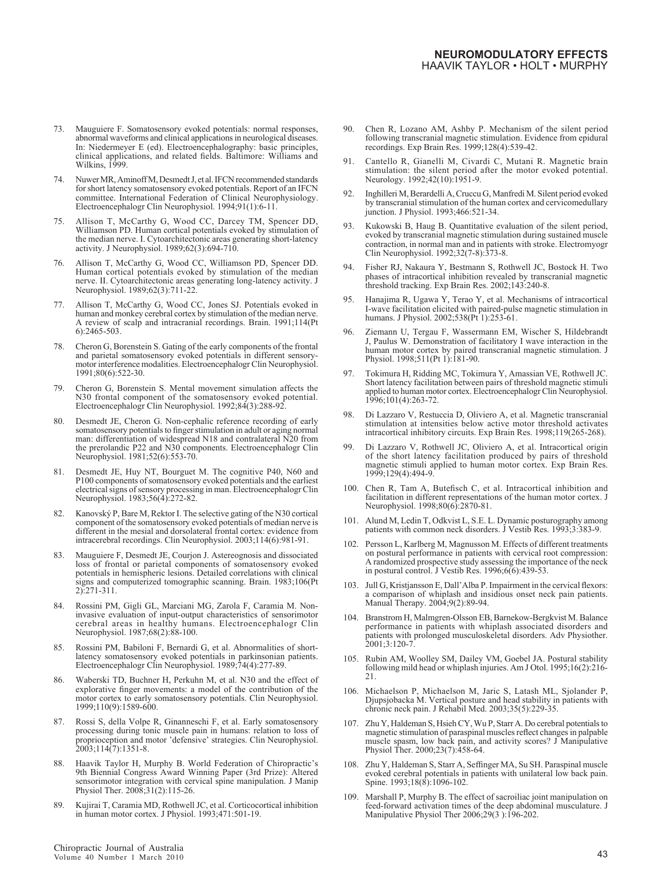73. Mauguiere F. Somatosensory evoked potentials: normal responses, abnormal waveforms and clinical applications in neurological diseases. In: Niedermeyer E (ed). Electroencephalography: basic principles, clinical applications, and related fields. Baltimore: Williams and Wilkins, 1999.

74. Nuwer MR, Aminoff M, Desmedt J, et al. IFCN recommended standards for short latency somatosensory evoked potentials. Report of an IFCN committee. International Federation of Clinical Neurophysiology. Electroencephalogr Clin Neurophysiol. 1994;91(1):6-11.

75. Allison T, McCarthy G, Wood CC, Darcey TM, Spencer DD, Williamson PD. Human cortical potentials evoked by stimulation of the median nerve. I. Cytoarchitectonic areas generating short-latency activity. J Neurophysiol. 1989;62(3):694-710.

76. Allison T, McCarthy G, Wood CC, Williamson PD, Spencer DD. Human cortical potentials evoked by stimulation of the median nerve. II. Cytoarchitectonic areas generating long-latency activity. J Neurophysiol. 1989;62(3):711-22.

77. Allison T, McCarthy G, Wood CC, Jones SJ. Potentials evoked in human and monkey cerebral cortex by stimulation of the median nerve. A review of scalp and intracranial recordings. Brain. 1991;114(Pt 6):2465-503.

78. Cheron G, Borenstein S. Gating of the early components of the frontal and parietal somatosensory evoked potentials in different sensory-motor interference modalities. Electroencephalogr Clin Neurophysiol. 1991;80(6):522-30.

79. Cheron G, Borenstein S. Mental movement simulation affects the N30 frontal component of the somatosensory evoked potential. Electroencephalogr Clin Neurophysiol. 1992;84(3):288-92.

80. Desmedt JE, Cheron G. Non-cephalic reference recording of early somatosensory potentials to finger stimulation in adult or aging normal man: differentiation of widespread N18 and contralateral N20 from the prerolandic P22 and N30 components. Electroencephalogr Clin Neurophysiol. 1981;52(6):553-70.

81. Desmedt JE, Huy NT, Bourguet M. The cognitive P40, N60 and P100 components of somatosensory evoked potentials and the earliest electrical signs of sensory processing in man. Electroencephalogr Clin Neurophysiol. 1983;56(4):272-82.

82. Kanovský P, Bare M, Rektor I. The selective gating of the N30 cortical component of the somatosensory evoked potentials of median nerve is different in the mesial and dorsolateral frontal cortex: evidence from intracerebral recordings. Clin Neurophysiol. 2003;114(6):981-91.

83. Mauguiere F, Desmedt JE, Courjon J. Astereognosis and dissociated loss of frontal or parietal components of somatosensory evoked potentials in hemispheric lesions. Detailed correlations with clinical signs and computerized tomographic scanning. Brain. 1983;106(Pt 2):271-311.

84. Rossini PM, Gigli GL, Marciani MG, Zarola F, Caramia M. Non-invasive evaluation of input-output characteristics of sensorimotor cerebral areas in healthy humans. Electroencephalogr Clin Neurophysiol. 1987;68(2):88-100.

85. Rossini PM, Babiloni F, Bernardi G, et al. Abnormalities of short-latency somatosensory evoked potentials in parkinsonian patients. Electroencephalogr Clin Neurophysiol. 1989;74(4):277-89.

86. Waberski TD, Buchner H, Perkuhn M, et al. N30 and the effect of explorative finger movements: a model of the contribution of the motor cortex to early somatosensory potentials. Clin Neurophysiol. 1999;110(9):1589-600.

87. Rossi S, della Volpe R, Ginanneschi F, et al. Early somatosensory processing during tonic muscle pain in humans: relation to loss of proprioception and motor 'defensive' strategies. Clin Neurophysiol. 2003;114(7):1351-8.

88. Haavik Taylor H, Murphy B. World Federation of Chiropractic's 9th Biennial Congress Award Winning Paper (3rd Prize): Altered sensorimotor integration with cervical spine manipulation. J Manip Physiol Ther. 2008;31(2):115-26.

89. Kujirai T, Caramia MD, Rothwell JC, et al. Corticocortical inhibition in human motor cortex. J Physiol. 1993;471:501-19.

90. Chen R, Lozano AM, Ashby P. Mechanism of the silent period following transcranial magnetic stimulation. Evidence from epidural recordings. Exp Brain Res. 1999;128(4):539-42.

91. Cantello R, Gianelli M, Civardi C, Mutani R. Magnetic brain stimulation: the silent period after the motor evoked potential. Neurology. 1992;42(10):1951-9.

92. Inghilleri M, Berardelli A, Cruccu G, Manfredi M. Silent period evoked by transcranial stimulation of the human cortex and cervicomedullary junction. J Physiol. 1993;466:521-34.

93. Kukowski B, Haug B. Quantitative evaluation of the silent period, evoked by transcranial magnetic stimulation during sustained muscle contraction, in normal man and in patients with stroke. Electromyogr Clin Neurophysiol. 1992;32(7-8):373-8.

94. Fisher RJ, Nakaura Y, Bestmann S, Rothwell JC, Bostock H. Two phases of intracortical inhibition revealed by transcranial magnetic threshold tracking. Exp Brain Res. 2002;143:240-8.

95. Hanajima R, Ugawa Y, Terao Y, et al. Mechanisms of intracortical I-wave facilitation elicited with paired-pulse magnetic stimulation in humans. J Physiol. 2002;538(Pt 1):253-61.

96. Ziemann U, Tergau F, Wassermann EM, Wischer S, Hildebrandt J, Paulus W. Demonstration of facilitatory I wave interaction in the human motor cortex by paired transcranial magnetic stimulation. J Physiol. 1998;511(Pt 1):181-90.

97. Tokimura H, Ridding MC, Tokimura Y, Amassian VE, Rothwell JC. Short latency facilitation between pairs of threshold magnetic stimuli applied to human motor cortex. Electroencephalogr Clin Neurophysiol. 1996;101(4):263-72.

98. Di Lazzaro V, Restuccia D, Oliviero A, et al. Magnetic transcranial stimulation at intensities below active motor threshold activates intracortical inhibitory circuits. Exp Brain Res. 1998;119(265-268).

99. Di Lazzaro V, Rothwell JC, Oliviero A, et al. Intracortical origin of the short latency facilitation produced by pairs of threshold magnetic stimuli applied to human motor cortex. Exp Brain Res. 1999;129(4):494-9.

100. Chen R, Tam A, Butefisch C, et al. Intracortical inhibition and facilitation in different representations of the human motor cortex. J Neurophysiol. 1998;80(6):2870-81.

101. Alund M, Ledin T, Odkvist L, S.E. L. Dynamic posturography among patients with common neck disorders. J Vestib Res. 1993;3:383-9.

102. Persson L, Karlberg M, Magnusson M. Effects of different treatments on postural performance in patients with cervical root compression: A randomized prospective study assessing the importance of the neck in postural control. J Vestib Res. 1996;6(6):439-53.

103. Jull G, Kristjansson E, Dall'Alba P. Impairment in the cervical flexors: a comparison of whiplash and insidious onset neck pain patients. Manual Therapy. 2004;9(2):89-94.

104. Branstrom H, Malmgren-Olsson EB, Barnekow-Bergkvist M. Balance performance in patients with whiplash associated disorders and patients with prolonged musculoskeletal disorders. Adv Physiother. 2001;3:120-7.

105. Rubin AM, Woolley SM, Dailey VM, Goebel JA. Postural stability following mild head or whiplash injuries. Am J Otol. 1995;16(2):216-21.

106. Michaelson P, Michaelson M, Jaric S, Latash ML, Sjolander P, Djupsjobacka M. Vertical posture and head stability in patients with chronic neck pain. J Rehabil Med. 2003;35(5):229-35.

107. Zhu Y, Haldeman S, Hsieh CY, Wu P, Starr A. Do cerebral potentials to magnetic stimulation of paraspinal muscles reflect changes in palpable muscle spasm, low back pain, and activity scores? J Manipulative Physiol Ther. 2000;23(7):458-64.

108. Zhu Y, Haldeman S, Starr A, Seffinger MA, Su SH. Paraspinal muscle evoked cerebral potentials in patients with unilateral low back pain. Spine. 1993;18(8):1096-102.

109. Marshall P, Murphy B. The effect of sacroiliac joint manipulation on feed-forward activation times of the deep abdominal musculature. J Manipulative Physiol Ther 2006;29(3 ):196-202.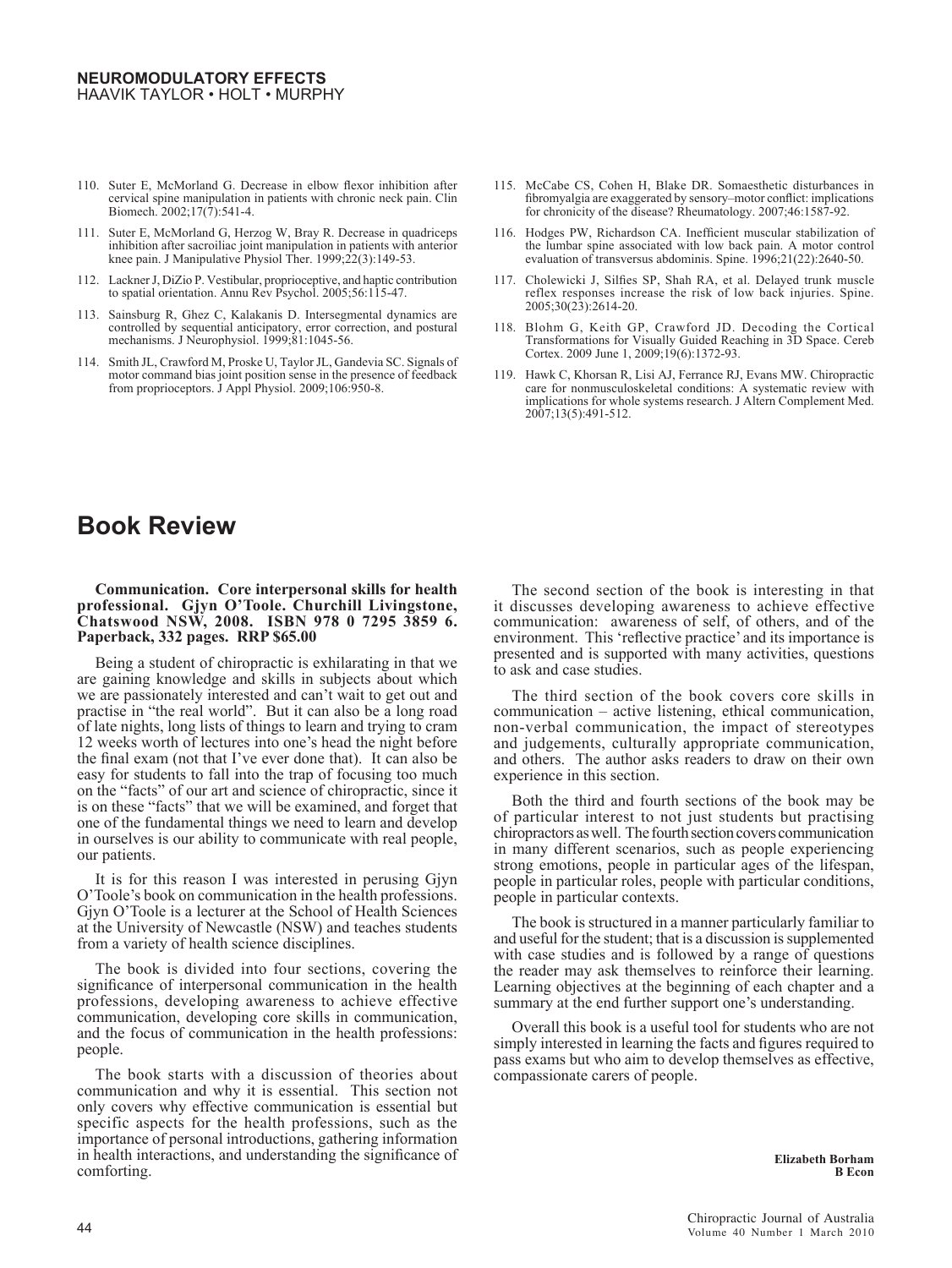110. Suter E, McMorland G. Decrease in elbow flexor inhibition after cervical spine manipulation in patients with chronic neck pain. Clin Biomech. 2002;17(7):541-4.

111. Suter E, McMorland G, Herzog W, Bray R. Decrease in quadriceps inhibition after sacroiliac joint manipulation in patients with anterior knee pain. J Manipulative Physiol Ther. 1999;22(3):149-53.

112. Lackner J, DiZio P. Vestibular, proprioceptive, and haptic contribution to spatial orientation. Annu Rev Psychol. 2005;56:115-47.

113. Sainsburg R, Ghez C, Kalakanis D. Intersegmental dynamics are controlled by sequential anticipatory, error correction, and postural mechanisms. J Neurophysiol. 1999;81:1045-56.

114. Smith JL, Crawford M, Proske U, Taylor JL, Gandevia SC. Signals of motor command bias joint position sense in the presence of feedback from proprioceptors. J Appl Physiol. 2009;106:950-8.

115. McCabe CS, Cohen H, Blake DR. Somaesthetic disturbances in fibromyalgia are exaggerated by sensory–motor conflict: implications for chronicity of the disease? Rheumatology. 2007;46:1587-92.

116. Hodges PW, Richardson CA. Inefficient muscular stabilization of the lumbar spine associated with low back pain. A motor control evaluation of transversus abdominis. Spine. 1996;21(22):2640-50.

117. Cholewicki J, Silfies SP, Shah RA, et al. Delayed trunk muscle reflex responses increase the risk of low back injuries. Spine. 2005;30(23):2614-20.

118. Blohm G, Keith GP, Crawford JD. Decoding the Cortical Transformations for Visually Guided Reaching in 3D Space. Cereb Cortex. 2009 June 1, 2009;19(6):1372-93.

119. Hawk C, Khorsan R, Lisi AJ, Ferrance RJ, Evans MW. Chiropractic care for nonmusculoskeletal conditions: A systematic review with implications for whole systems research. J Altern Complement Med. 2007;13(5):491-512.

# Book Review

**Communication. Core interpersonal skills for health professional. Gjyn O'Toole. Churchill Livingstone, Chatswood NSW, 2008. ISBN 978 0 7295 3859 6. Paperback, 332 pages. RRP $65.00**

Being a student of chiropractic is exhilarating in that we are gaining knowledge and skills in subjects about which we are passionately interested and can't wait to get out and practise in "the real world". But it can also be a long road of late nights, long lists of things to learn and trying to cram 12 weeks worth of lectures into one's head the night before the final exam (not that I've ever done that). It can also be easy for students to fall into the trap of focusing too much on the "facts" of our art and science of chiropractic, since it is on these "facts" that we will be examined, and forget that one of the fundamental things we need to learn and develop in ourselves is our ability to communicate with real people, our patients.

It is for this reason I was interested in perusing Gjyn O'Toole's book on communication in the health professions. Gjyn O'Toole is a lecturer at the School of Health Sciences at the University of Newcastle (NSW) and teaches students from a variety of health science disciplines.

The book is divided into four sections, covering the significance of interpersonal communication in the health professions, developing awareness to achieve effective communication, developing core skills in communication, and the focus of communication in the health professions: people.

The book starts with a discussion of theories about communication and why it is essential. This section not only covers why effective communication is essential but specific aspects for the health professions, such as the importance of personal introductions, gathering information in health interactions, and understanding the significance of comforting.

The second section of the book is interesting in that it discusses developing awareness to achieve effective communication: awareness of self, of others, and of the environment. This 'reflective practice' and its importance is presented and is supported with many activities, questions to ask and case studies.

The third section of the book covers core skills in communication – active listening, ethical communication, non-verbal communication, the impact of stereotypes and judgements, culturally appropriate communication, and others. The author asks readers to draw on their own experience in this section.

Both the third and fourth sections of the book may be of particular interest to not just students but practising chiropractors as well. The fourth section covers communication in many different scenarios, such as people experiencing strong emotions, people in particular ages of the lifespan, people in particular roles, people with particular conditions, people in particular contexts.

The book is structured in a manner particularly familiar to and useful for the student; that is a discussion is supplemented with case studies and is followed by a range of questions the reader may ask themselves to reinforce their learning. Learning objectives at the beginning of each chapter and a summary at the end further support one's understanding.

Overall this book is a useful tool for students who are not simply interested in learning the facts and figures required to pass exams but who aim to develop themselves as effective, compassionate carers of people.

**Elizabeth Borham**
**B Econ**